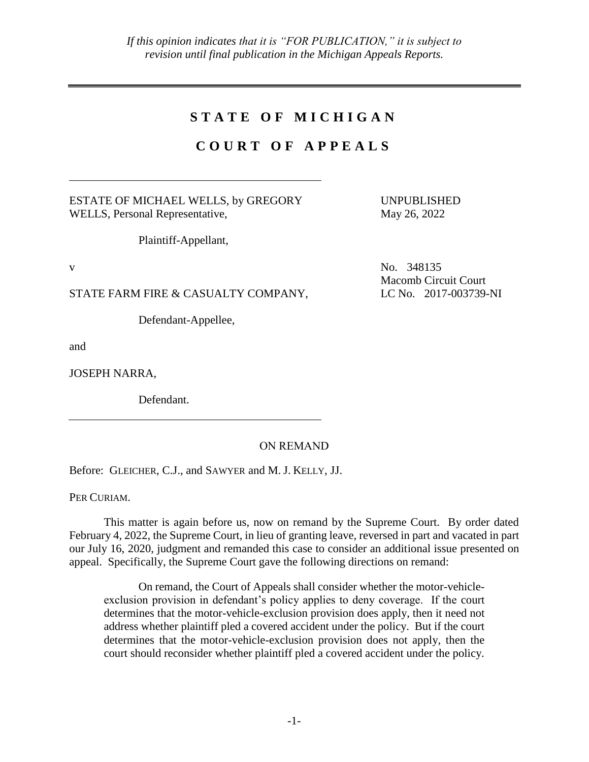*If this opinion indicates that it is "FOR PUBLICATION," it is subject to revision until final publication in the Michigan Appeals Reports.*

---

# S T A T E O F M I C H I G A N

# C O U R T O F A P P E A L S

---

ESTATE OF MICHAEL WELLS, by GREGORY WELLS, Personal Representative,

Plaintiff-Appellant,

UNPUBLISHED
May 26, 2022

v

No. 348135
Macomb Circuit Court
LC No. 2017-003739-NI

STATE FARM FIRE & CASUALTY COMPANY,

Defendant-Appellee,

and

JOSEPH NARRA,

Defendant.

---

ON REMAND

Before: GLEICHER, C.J., and SAWYER and M. J. KELLY, JJ.

PER CURIAM.

This matter is again before us, now on remand by the Supreme Court. By order dated February 4, 2022, the Supreme Court, in lieu of granting leave, reversed in part and vacated in part our July 16, 2020, judgment and remanded this case to consider an additional issue presented on appeal. Specifically, the Supreme Court gave the following directions on remand:

> On remand, the Court of Appeals shall consider whether the motor-vehicle-exclusion provision in defendant's policy applies to deny coverage. If the court determines that the motor-vehicle-exclusion provision does apply, then it need not address whether plaintiff pled a covered accident under the policy. But if the court determines that the motor-vehicle-exclusion provision does not apply, then the court should reconsider whether plaintiff pled a covered accident under the policy.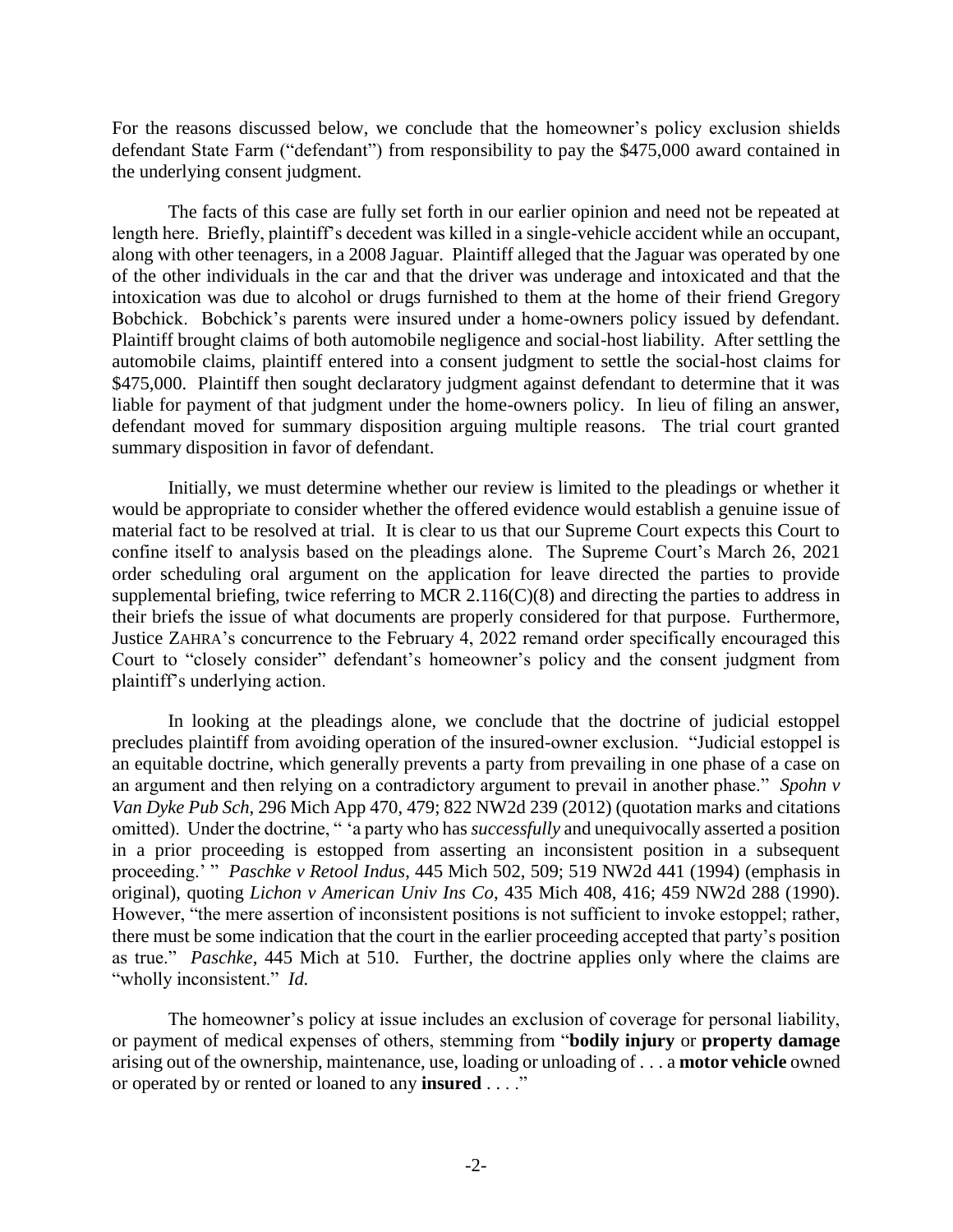For the reasons discussed below, we conclude that the homeowner's policy exclusion shields defendant State Farm ("defendant") from responsibility to pay the $475,000 award contained in the underlying consent judgment.

The facts of this case are fully set forth in our earlier opinion and need not be repeated at length here. Briefly, plaintiff's decedent was killed in a single-vehicle accident while an occupant, along with other teenagers, in a 2008 Jaguar. Plaintiff alleged that the Jaguar was operated by one of the other individuals in the car and that the driver was underage and intoxicated and that the intoxication was due to alcohol or drugs furnished to them at the home of their friend Gregory Bobchick. Bobchick's parents were insured under a home-owners policy issued by defendant. Plaintiff brought claims of both automobile negligence and social-host liability. After settling the automobile claims, plaintiff entered into a consent judgment to settle the social-host claims for $475,000. Plaintiff then sought declaratory judgment against defendant to determine that it was liable for payment of that judgment under the home-owners policy. In lieu of filing an answer, defendant moved for summary disposition arguing multiple reasons. The trial court granted summary disposition in favor of defendant.

Initially, we must determine whether our review is limited to the pleadings or whether it would be appropriate to consider whether the offered evidence would establish a genuine issue of material fact to be resolved at trial. It is clear to us that our Supreme Court expects this Court to confine itself to analysis based on the pleadings alone. The Supreme Court's March 26, 2021 order scheduling oral argument on the application for leave directed the parties to provide supplemental briefing, twice referring to MCR 2.116(C)(8) and directing the parties to address in their briefs the issue of what documents are properly considered for that purpose. Furthermore, Justice ZAHRA's concurrence to the February 4, 2022 remand order specifically encouraged this Court to "closely consider" defendant's homeowner's policy and the consent judgment from plaintiff's underlying action.

In looking at the pleadings alone, we conclude that the doctrine of judicial estoppel precludes plaintiff from avoiding operation of the insured-owner exclusion. "Judicial estoppel is an equitable doctrine, which generally prevents a party from prevailing in one phase of a case on an argument and then relying on a contradictory argument to prevail in another phase." *Spohn v Van Dyke Pub Sch*, 296 Mich App 470, 479; 822 NW2d 239 (2012) (quotation marks and citations omitted). Under the doctrine, " 'a party who has *successfully* and unequivocally asserted a position in a prior proceeding is estopped from asserting an inconsistent position in a subsequent proceeding.' " *Paschke v Retool Indus*, 445 Mich 502, 509; 519 NW2d 441 (1994) (emphasis in original), quoting *Lichon v American Univ Ins Co*, 435 Mich 408, 416; 459 NW2d 288 (1990). However, "the mere assertion of inconsistent positions is not sufficient to invoke estoppel; rather, there must be some indication that the court in the earlier proceeding accepted that party's position as true." *Paschke*, 445 Mich at 510. Further, the doctrine applies only where the claims are "wholly inconsistent." *Id.*

The homeowner's policy at issue includes an exclusion of coverage for personal liability, or payment of medical expenses of others, stemming from "**bodily injury** or **property damage** arising out of the ownership, maintenance, use, loading or unloading of . . . a **motor vehicle** owned or operated by or rented or loaned to any **insured** . . . ."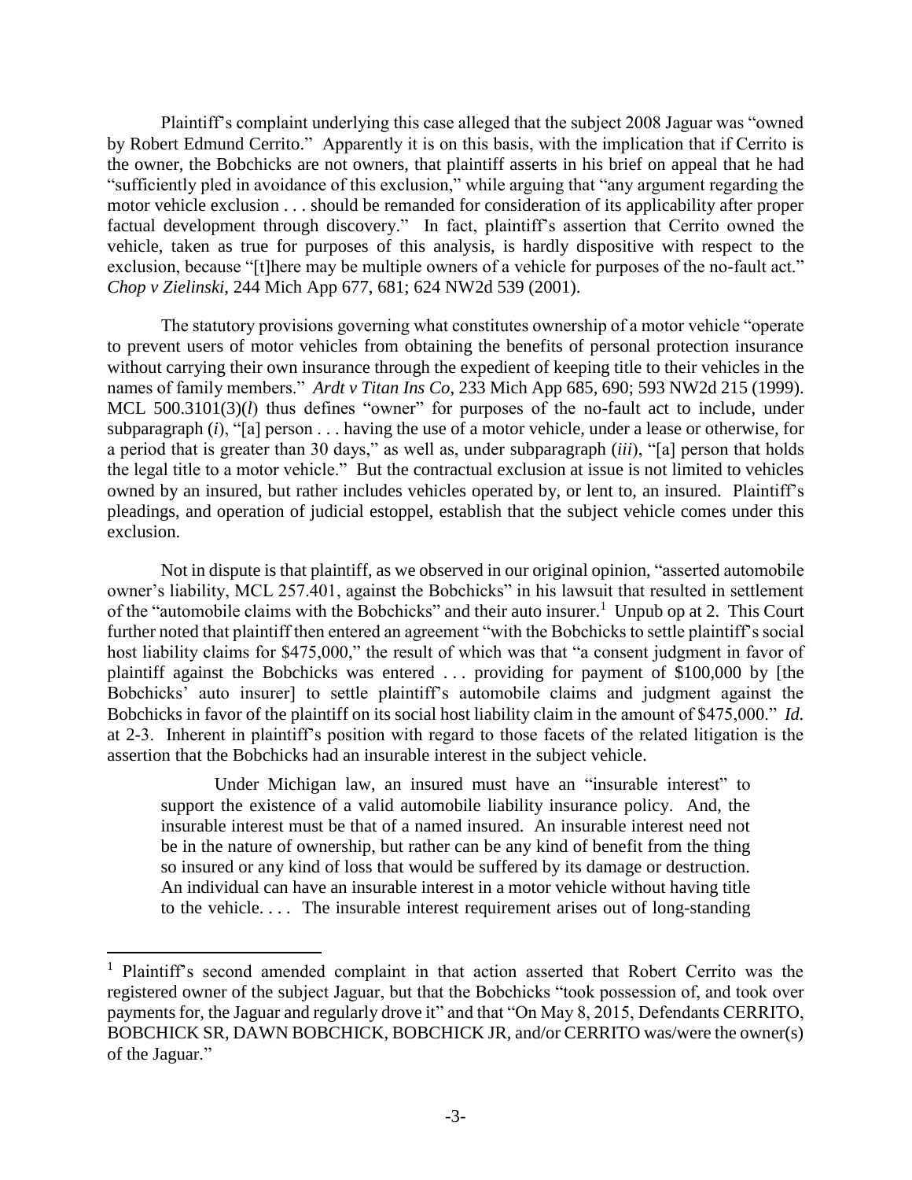Plaintiff's complaint underlying this case alleged that the subject 2008 Jaguar was "owned by Robert Edmund Cerrito." Apparently it is on this basis, with the implication that if Cerrito is the owner, the Bobchicks are not owners, that plaintiff asserts in his brief on appeal that he had "sufficiently pled in avoidance of this exclusion," while arguing that "any argument regarding the motor vehicle exclusion . . . should be remanded for consideration of its applicability after proper factual development through discovery." In fact, plaintiff's assertion that Cerrito owned the vehicle, taken as true for purposes of this analysis, is hardly dispositive with respect to the exclusion, because "[t]here may be multiple owners of a vehicle for purposes of the no-fault act." *Chop v Zielinski*, 244 Mich App 677, 681; 624 NW2d 539 (2001).

The statutory provisions governing what constitutes ownership of a motor vehicle "operate to prevent users of motor vehicles from obtaining the benefits of personal protection insurance without carrying their own insurance through the expedient of keeping title to their vehicles in the names of family members." *Ardt v Titan Ins Co*, 233 Mich App 685, 690; 593 NW2d 215 (1999). MCL 500.3101(3)(*l*) thus defines "owner" for purposes of the no-fault act to include, under subparagraph (*i*), "[a] person . . . having the use of a motor vehicle, under a lease or otherwise, for a period that is greater than 30 days," as well as, under subparagraph (*iii*), "[a] person that holds the legal title to a motor vehicle." But the contractual exclusion at issue is not limited to vehicles owned by an insured, but rather includes vehicles operated by, or lent to, an insured. Plaintiff's pleadings, and operation of judicial estoppel, establish that the subject vehicle comes under this exclusion.

Not in dispute is that plaintiff, as we observed in our original opinion, "asserted automobile owner's liability, MCL 257.401, against the Bobchicks" in his lawsuit that resulted in settlement of the "automobile claims with the Bobchicks" and their auto insurer.[1] Unpub op at 2. This Court further noted that plaintiff then entered an agreement "with the Bobchicks to settle plaintiff's social host liability claims for $475,000," the result of which was that "a consent judgment in favor of plaintiff against the Bobchicks was entered . . . providing for payment of $100,000 by [the Bobchicks' auto insurer] to settle plaintiff's automobile claims and judgment against the Bobchicks in favor of the plaintiff on its social host liability claim in the amount of $475,000." *Id.* at 2-3. Inherent in plaintiff's position with regard to those facets of the related litigation is the assertion that the Bobchicks had an insurable interest in the subject vehicle.

> Under Michigan law, an insured must have an "insurable interest" to support the existence of a valid automobile liability insurance policy. And, the insurable interest must be that of a named insured. An insurable interest need not be in the nature of ownership, but rather can be any kind of benefit from the thing so insured or any kind of loss that would be suffered by its damage or destruction. An individual can have an insurable interest in a motor vehicle without having title to the vehicle. . . . The insurable interest requirement arises out of long-standing

---

[1] Plaintiff's second amended complaint in that action asserted that Robert Cerrito was the registered owner of the subject Jaguar, but that the Bobchicks "took possession of, and took over payments for, the Jaguar and regularly drove it" and that "On May 8, 2015, Defendants CERRITO, BOBCHICK SR, DAWN BOBCHICK, BOBCHICK JR, and/or CERRITO was/were the owner(s) of the Jaguar."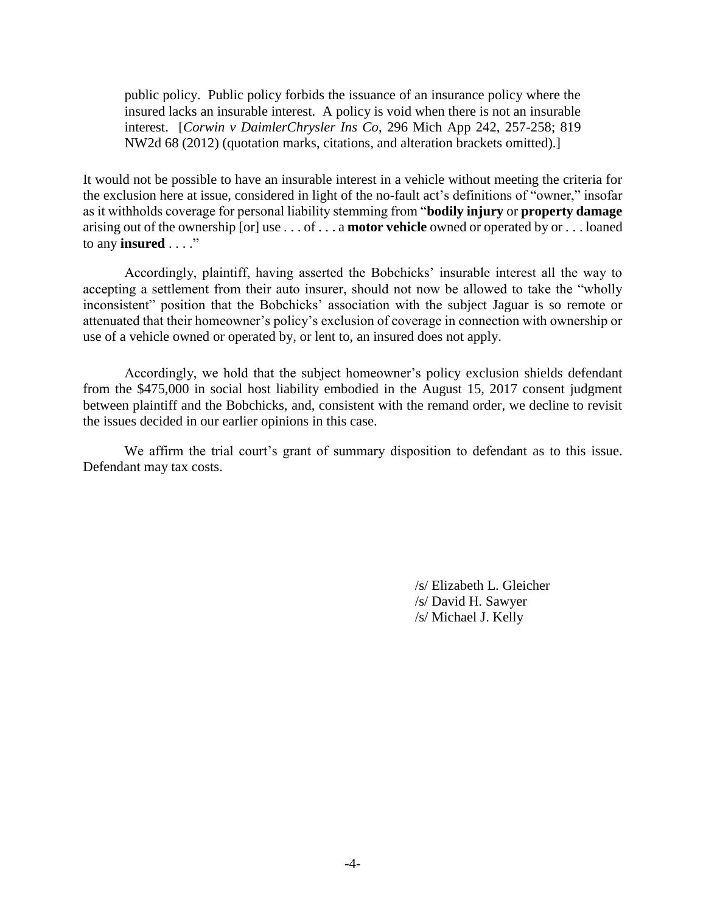> public policy. Public policy forbids the issuance of an insurance policy where the insured lacks an insurable interest. A policy is void when there is not an insurable interest. [*Corwin v DaimlerChrysler Ins Co*, 296 Mich App 242, 257-258; 819 NW2d 68 (2012) (quotation marks, citations, and alteration brackets omitted).]

It would not be possible to have an insurable interest in a vehicle without meeting the criteria for the exclusion here at issue, considered in light of the no-fault act's definitions of "owner," insofar as it withholds coverage for personal liability stemming from "**bodily injury** or **property damage** arising out of the ownership [or] use . . . of . . . a **motor vehicle** owned or operated by or . . . loaned to any **insured** . . . ."

Accordingly, plaintiff, having asserted the Bobchicks' insurable interest all the way to accepting a settlement from their auto insurer, should not now be allowed to take the "wholly inconsistent" position that the Bobchicks' association with the subject Jaguar is so remote or attenuated that their homeowner's policy's exclusion of coverage in connection with ownership or use of a vehicle owned or operated by, or lent to, an insured does not apply.

Accordingly, we hold that the subject homeowner's policy exclusion shields defendant from the $475,000 in social host liability embodied in the August 15, 2017 consent judgment between plaintiff and the Bobchicks, and, consistent with the remand order, we decline to revisit the issues decided in our earlier opinions in this case.

We affirm the trial court's grant of summary disposition to defendant as to this issue. Defendant may tax costs.

/s/ Elizabeth L. Gleicher
/s/ David H. Sawyer
/s/ Michael J. Kelly